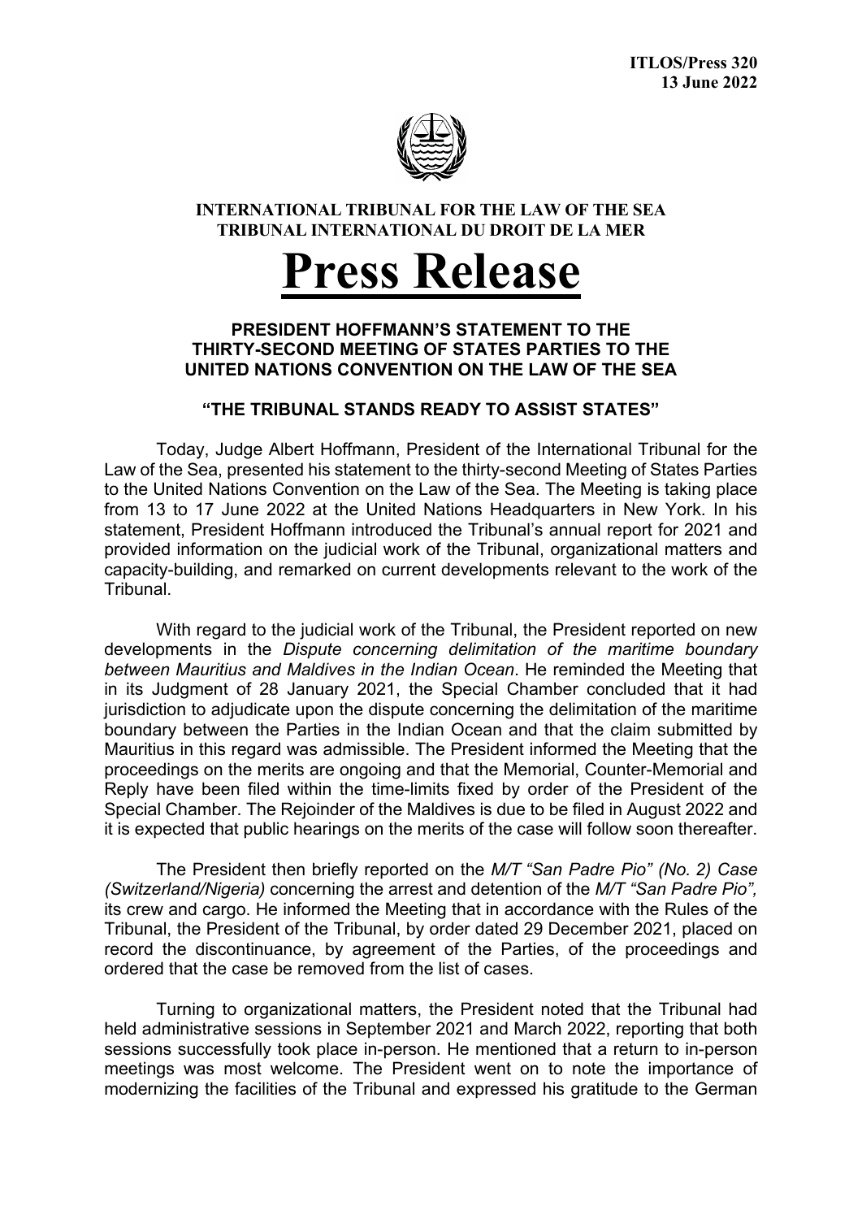**ITLOS/Press 320**
**13 June 2022**

**INTERNATIONAL TRIBUNAL FOR THE LAW OF THE SEA**
**TRIBUNAL INTERNATIONAL DU DROIT DE LA MER**

# Press Release

## PRESIDENT HOFFMANN'S STATEMENT TO THE THIRTY-SECOND MEETING OF STATES PARTIES TO THE UNITED NATIONS CONVENTION ON THE LAW OF THE SEA

### "THE TRIBUNAL STANDS READY TO ASSIST STATES"

Today, Judge Albert Hoffmann, President of the International Tribunal for the Law of the Sea, presented his statement to the thirty-second Meeting of States Parties to the United Nations Convention on the Law of the Sea. The Meeting is taking place from 13 to 17 June 2022 at the United Nations Headquarters in New York. In his statement, President Hoffmann introduced the Tribunal's annual report for 2021 and provided information on the judicial work of the Tribunal, organizational matters and capacity-building, and remarked on current developments relevant to the work of the Tribunal.

With regard to the judicial work of the Tribunal, the President reported on new developments in the *Dispute concerning delimitation of the maritime boundary between Mauritius and Maldives in the Indian Ocean*. He reminded the Meeting that in its Judgment of 28 January 2021, the Special Chamber concluded that it had jurisdiction to adjudicate upon the dispute concerning the delimitation of the maritime boundary between the Parties in the Indian Ocean and that the claim submitted by Mauritius in this regard was admissible. The President informed the Meeting that the proceedings on the merits are ongoing and that the Memorial, Counter-Memorial and Reply have been filed within the time-limits fixed by order of the President of the Special Chamber. The Rejoinder of the Maldives is due to be filed in August 2022 and it is expected that public hearings on the merits of the case will follow soon thereafter.

The President then briefly reported on the *M/T "San Padre Pio" (No. 2) Case (Switzerland/Nigeria)* concerning the arrest and detention of the *M/T "San Padre Pio",* its crew and cargo. He informed the Meeting that in accordance with the Rules of the Tribunal, the President of the Tribunal, by order dated 29 December 2021, placed on record the discontinuance, by agreement of the Parties, of the proceedings and ordered that the case be removed from the list of cases.

Turning to organizational matters, the President noted that the Tribunal had held administrative sessions in September 2021 and March 2022, reporting that both sessions successfully took place in-person. He mentioned that a return to in-person meetings was most welcome. The President went on to note the importance of modernizing the facilities of the Tribunal and expressed his gratitude to the German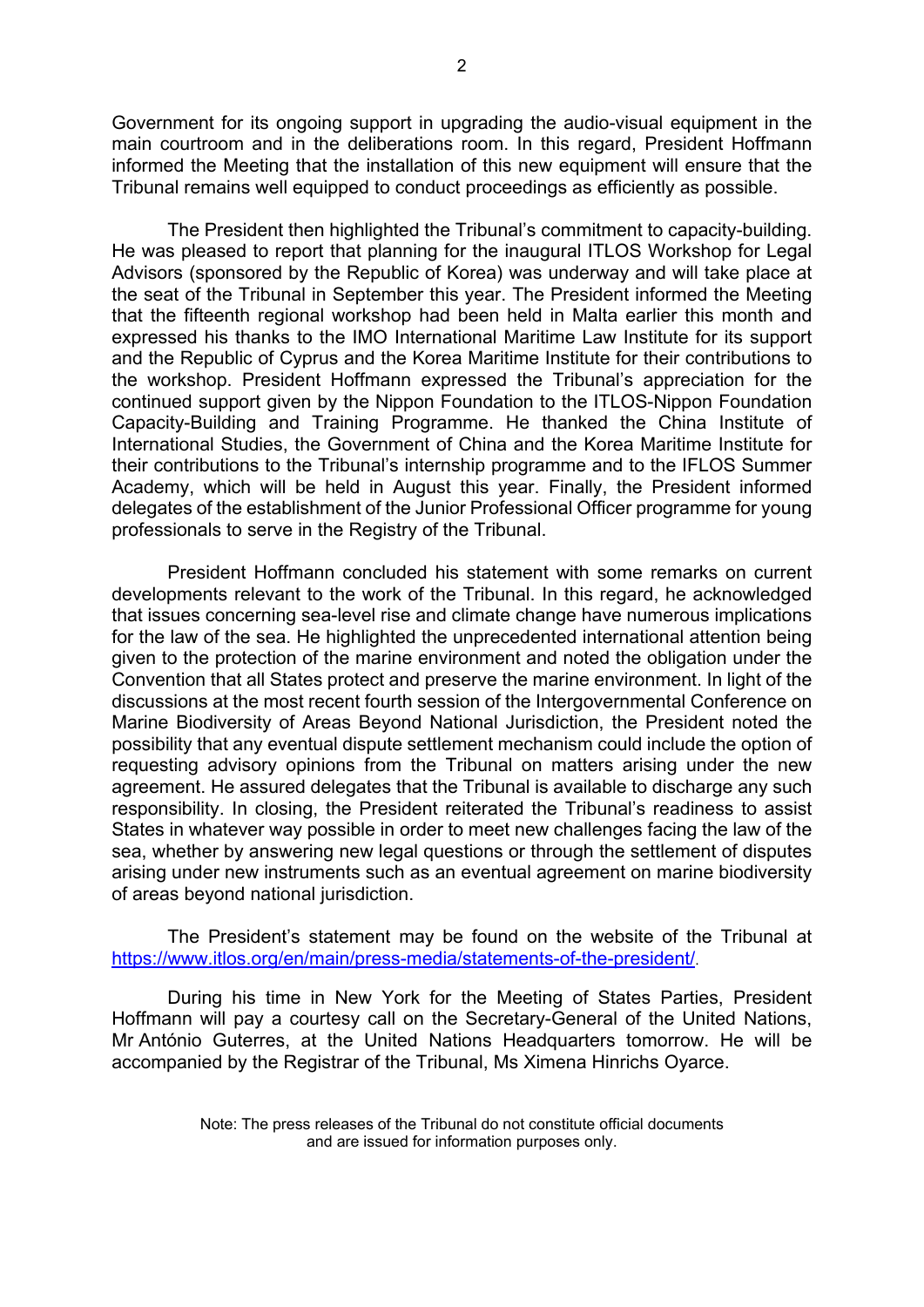Government for its ongoing support in upgrading the audio-visual equipment in the main courtroom and in the deliberations room. In this regard, President Hoffmann informed the Meeting that the installation of this new equipment will ensure that the Tribunal remains well equipped to conduct proceedings as efficiently as possible.

The President then highlighted the Tribunal's commitment to capacity-building. He was pleased to report that planning for the inaugural ITLOS Workshop for Legal Advisors (sponsored by the Republic of Korea) was underway and will take place at the seat of the Tribunal in September this year. The President informed the Meeting that the fifteenth regional workshop had been held in Malta earlier this month and expressed his thanks to the IMO International Maritime Law Institute for its support and the Republic of Cyprus and the Korea Maritime Institute for their contributions to the workshop. President Hoffmann expressed the Tribunal's appreciation for the continued support given by the Nippon Foundation to the ITLOS-Nippon Foundation Capacity-Building and Training Programme. He thanked the China Institute of International Studies, the Government of China and the Korea Maritime Institute for their contributions to the Tribunal's internship programme and to the IFLOS Summer Academy, which will be held in August this year. Finally, the President informed delegates of the establishment of the Junior Professional Officer programme for young professionals to serve in the Registry of the Tribunal.

President Hoffmann concluded his statement with some remarks on current developments relevant to the work of the Tribunal. In this regard, he acknowledged that issues concerning sea-level rise and climate change have numerous implications for the law of the sea. He highlighted the unprecedented international attention being given to the protection of the marine environment and noted the obligation under the Convention that all States protect and preserve the marine environment. In light of the discussions at the most recent fourth session of the Intergovernmental Conference on Marine Biodiversity of Areas Beyond National Jurisdiction, the President noted the possibility that any eventual dispute settlement mechanism could include the option of requesting advisory opinions from the Tribunal on matters arising under the new agreement. He assured delegates that the Tribunal is available to discharge any such responsibility. In closing, the President reiterated the Tribunal's readiness to assist States in whatever way possible in order to meet new challenges facing the law of the sea, whether by answering new legal questions or through the settlement of disputes arising under new instruments such as an eventual agreement on marine biodiversity of areas beyond national jurisdiction.

The President's statement may be found on the website of the Tribunal at https://www.itlos.org/en/main/press-media/statements-of-the-president/.

During his time in New York for the Meeting of States Parties, President Hoffmann will pay a courtesy call on the Secretary-General of the United Nations, Mr António Guterres, at the United Nations Headquarters tomorrow. He will be accompanied by the Registrar of the Tribunal, Ms Ximena Hinrichs Oyarce.

Note: The press releases of the Tribunal do not constitute official documents and are issued for information purposes only.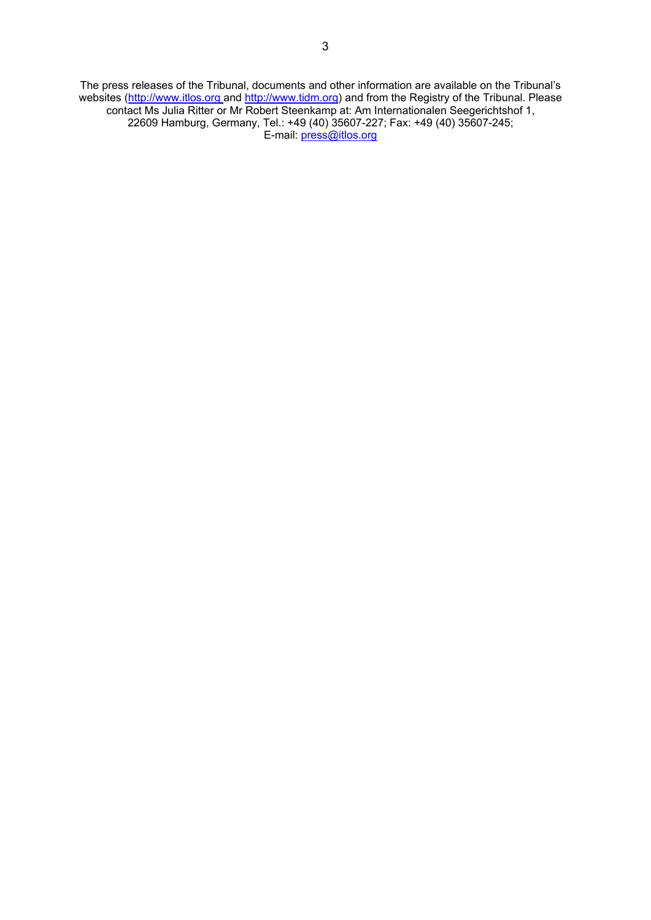The press releases of the Tribunal, documents and other information are available on the Tribunal's websites (http://www.itlos.org and http://www.tidm.org) and from the Registry of the Tribunal. Please contact Ms Julia Ritter or Mr Robert Steenkamp at: Am Internationalen Seegerichtshof 1, 22609 Hamburg, Germany, Tel.: +49 (40) 35607-227; Fax: +49 (40) 35607-245; E-mail: press@itlos.org